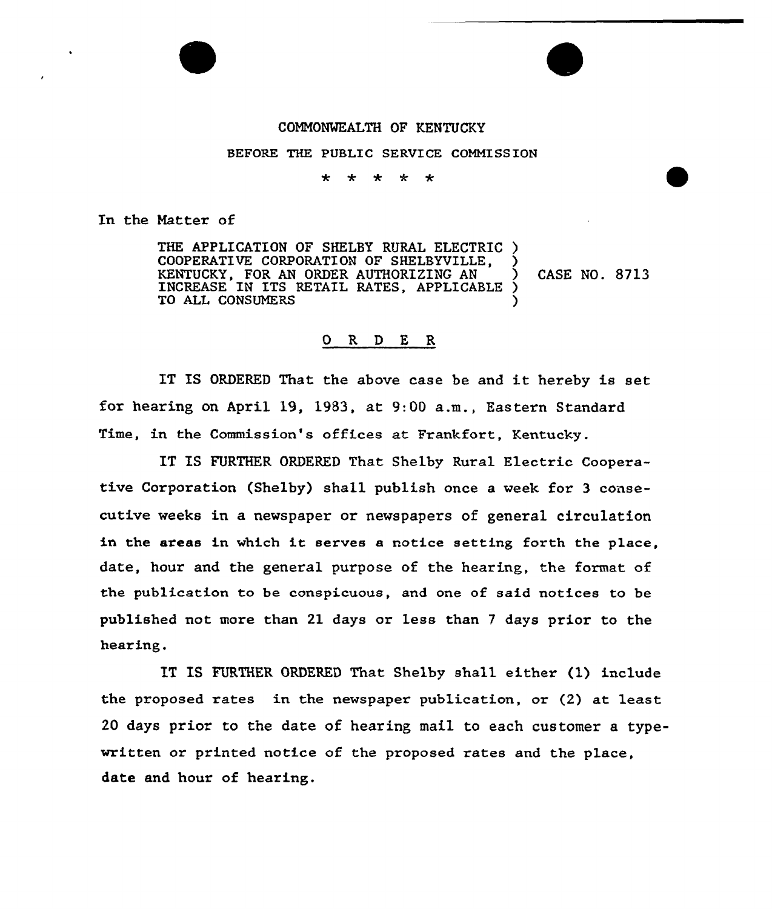COMMONWEALTH OF KENTUCKY

BEFORE THE PUBLIC SERVICE COMMISSION

\* \* \* \* \*

In the Matter of

THE APPLICATION OF SHELBY RURAL ELECTRIC COOPERATIVE CORPORATION OF SHELBYVILLE, KENTUCKY, FOR AN ORDER AUTHORIZING AN INCREASE IN ITS RETAIL RATES, APPLICABLE TO ALL CONSUMERS ) CASE NO. 8713

## O R D E R

IT IS ORDERED That the above case be and it hereby is set for hearing on April 19, 1983, at 9:00 a.m., Eastern Standard Time, in the Commission's offices at Frankfort, Kentucky.

IT IS FURTHER ORDERED That Shelby Rural Electric Cooperative Corporation (Shelby) shall publish once a week for 3 consecutive weeks in a newspaper or newspapers of general circulation in the areas in which it serves a notice setting forth the place, date, hour and the general purpose of the hearing, the format of the publication to be conspicuous, and one of said notices to be published not more than 21 days or less than 7 days prior to the hearing.

IT IS FURTHER ORDERED That Shelby shall either (1) include the proposed rates in the newspaper publication, or (2) at least 20 days prior to the date of hearing mail to each customer a typewritten or printed notice of the proposed rates and the place, date and hour of hearing.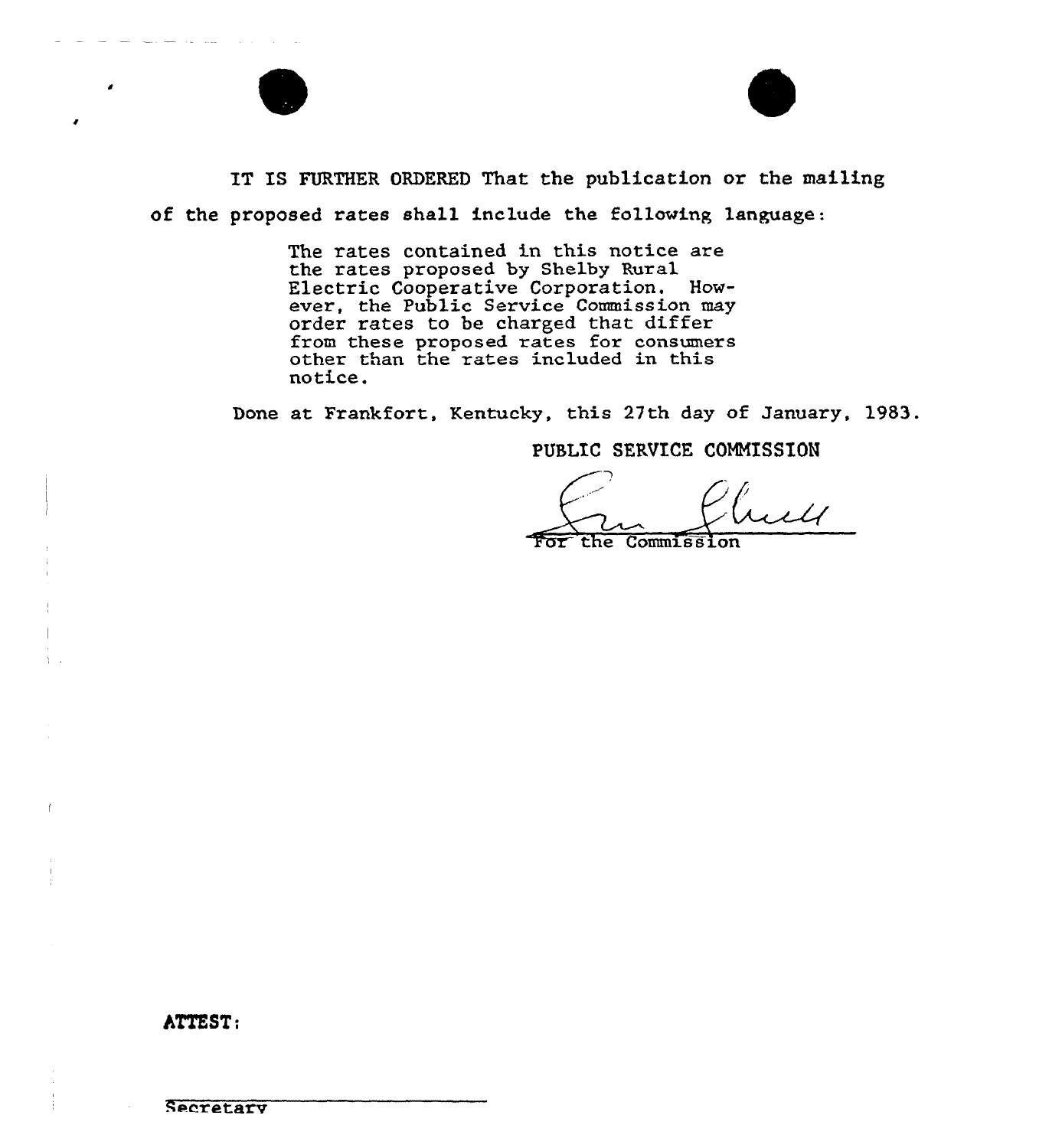IT IS FURTHER ORDERED That the publication or the mailing of the proposed rates shall include the following language:

> The rates contained in this notice are the rates proposed by Shelby Rural Electric Cooperative Corporation. However, the Public Service Commission may order rates to be charged that differ from these proposed rates for consumers other than the rates included in this notice.

Done at Frankfort, Kentucky, this 27th day of January, 1983.

PUBLIC SERVICE COMMISSION

For the Commission

ATTEST:

Secretary